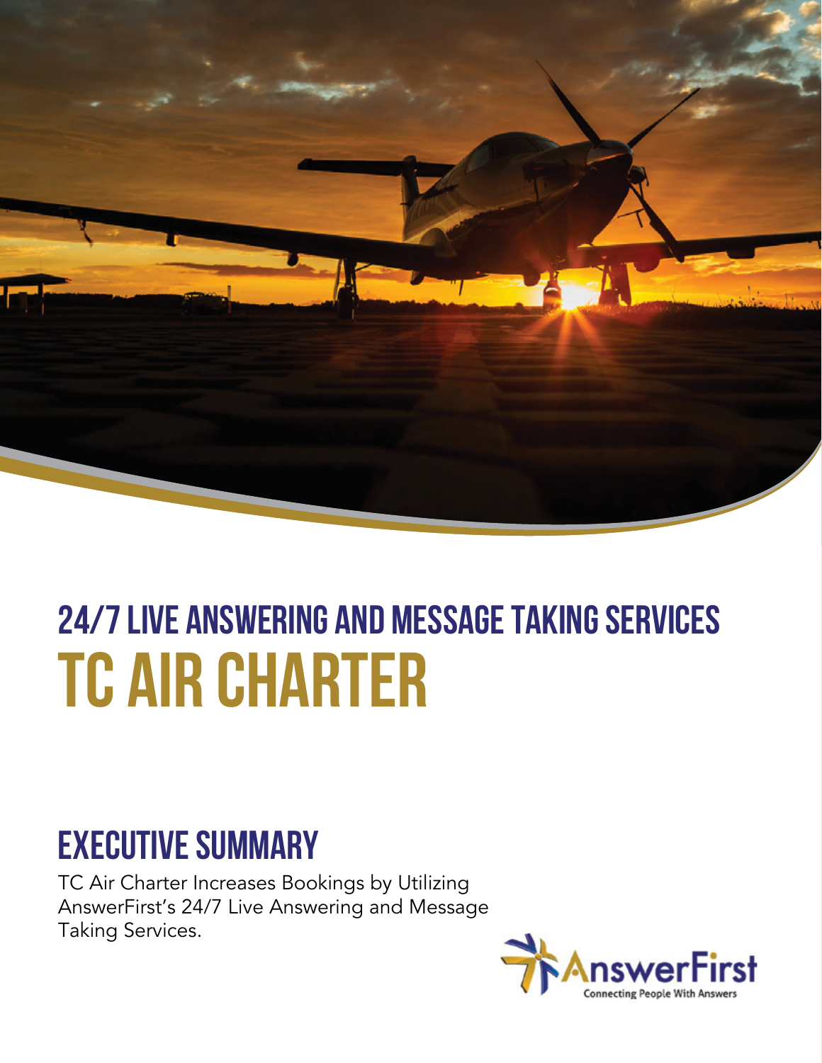# 24/7 LIVE ANSWERING AND MESSAGE TAKING SERVICES

# TC AIR CHARTER

## EXECUTIVE SUMMARY

TC Air Charter Increases Bookings by Utilizing AnswerFirst's 24/7 Live Answering and Message Taking Services.

AnswerFirst
Connecting People With Answers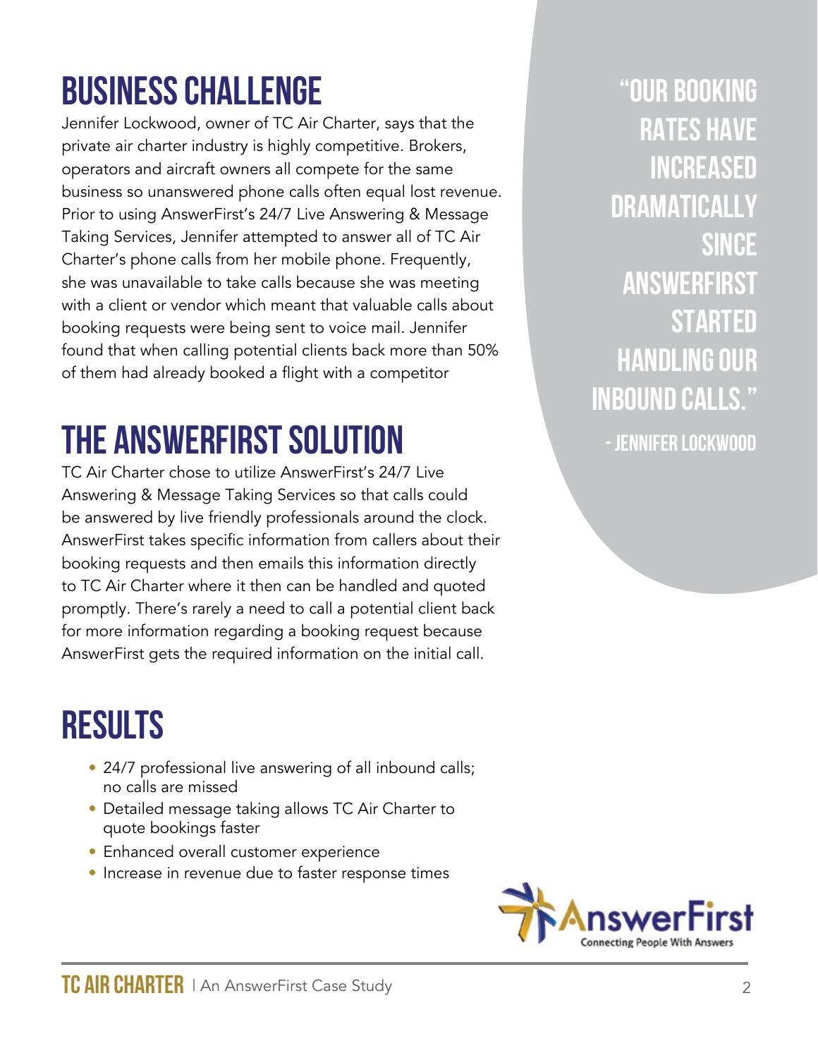# BUSINESS CHALLENGE

Jennifer Lockwood, owner of TC Air Charter, says that the private air charter industry is highly competitive. Brokers, operators and aircraft owners all compete for the same business so unanswered phone calls often equal lost revenue. Prior to using AnswerFirst's 24/7 Live Answering & Message Taking Services, Jennifer attempted to answer all of TC Air Charter's phone calls from her mobile phone. Frequently, she was unavailable to take calls because she was meeting with a client or vendor which meant that valuable calls about booking requests were being sent to voice mail. Jennifer found that when calling potential clients back more than 50% of them had already booked a flight with a competitor

# THE ANSWERFIRST SOLUTION

TC Air Charter chose to utilize AnswerFirst's 24/7 Live Answering & Message Taking Services so that calls could be answered by live friendly professionals around the clock. AnswerFirst takes specific information from callers about their booking requests and then emails this information directly to TC Air Charter where it then can be handled and quoted promptly. There's rarely a need to call a potential client back for more information regarding a booking request because AnswerFirst gets the required information on the initial call.

**"OUR BOOKING RATES HAVE INCREASED DRAMATICALLY SINCE ANSWERFIRST STARTED HANDLING OUR INBOUND CALLS."**

**- JENNIFER LOCKWOOD**

# RESULTS

- 24/7 professional live answering of all inbound calls; no calls are missed
- Detailed message taking allows TC Air Charter to quote bookings faster
- Enhanced overall customer experience
- Increase in revenue due to faster response times

AnswerFirst
Connecting People With Answers